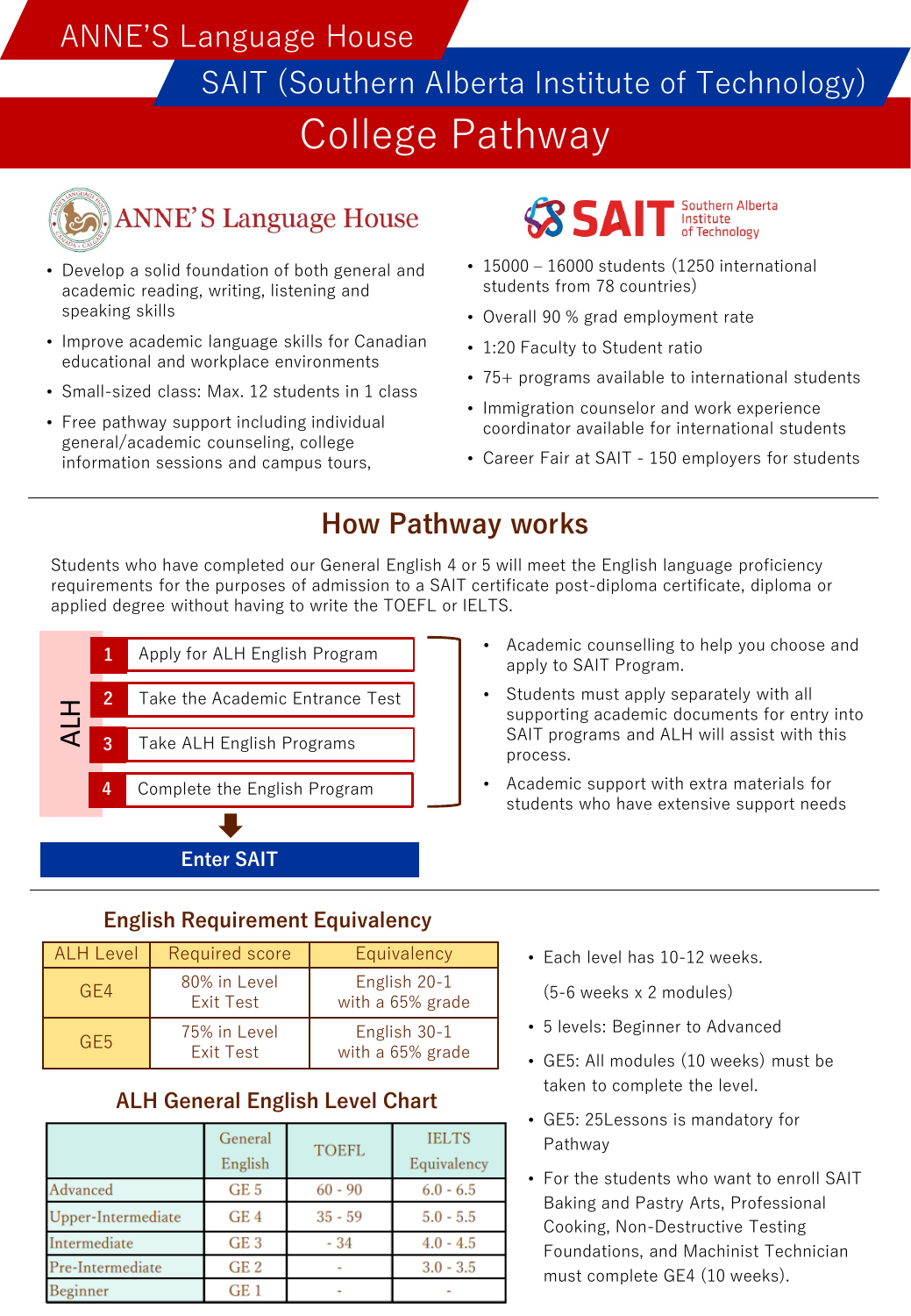# ANNE'S Language House

## SAIT (Southern Alberta Institute of Technology)

# College Pathway

### ANNE'S Language House

- Develop a solid foundation of both general and academic reading, writing, listening and speaking skills
- Improve academic language skills for Canadian educational and workplace environments
- Small-sized class: Max. 12 students in 1 class
- Free pathway support including individual general/academic counseling, college information sessions and campus tours,

### SAIT Southern Alberta Institute of Technology

- 15000 – 16000 students (1250 international students from 78 countries)
- Overall 90 % grad employment rate
- 1:20 Faculty to Student ratio
- 75+ programs available to international students
- Immigration counselor and work experience coordinator available for international students
- Career Fair at SAIT - 150 employers for students

## How Pathway works

Students who have completed our General English 4 or 5 will meet the English language proficiency requirements for the purposes of admission to a SAIT certificate post-diploma certificate, diploma or applied degree without having to write the TOEFL or IELTS.

**ALH**

1. Apply for ALH English Program
2. Take the Academic Entrance Test
3. Take ALH English Programs
4. Complete the English Program

**Enter SAIT**

- Academic counselling to help you choose and apply to SAIT Program.
- Students must apply separately with all supporting academic documents for entry into SAIT programs and ALH will assist with this process.
- Academic support with extra materials for students who have extensive support needs

### English Requirement Equivalency

| ALH Level | Required score | Equivalency |
|---|---|---|
| GE4 | 80% in Level Exit Test | English 20-1 with a 65% grade |
| GE5 | 75% in Level Exit Test | English 30-1 with a 65% grade |

### ALH General English Level Chart

| | General English | TOEFL | IELTS Equivalency |
|---|---|---|---|
| Advanced | GE 5 | 60 - 90 | 6.0 - 6.5 |
| Upper-Intermediate | GE 4 | 35 - 59 | 5.0 - 5.5 |
| Intermediate | GE 3 | - 34 | 4.0 - 4.5 |
| Pre-Intermediate | GE 2 | - | 3.0 - 3.5 |
| Beginner | GE 1 | - | - |

- Each level has 10-12 weeks.

  (5-6 weeks x 2 modules)
- 5 levels: Beginner to Advanced
- GE5: All modules (10 weeks) must be taken to complete the level.
- GE5: 25Lessons is mandatory for Pathway
- For the students who want to enroll SAIT Baking and Pastry Arts, Professional Cooking, Non-Destructive Testing Foundations, and Machinist Technician must complete GE4 (10 weeks).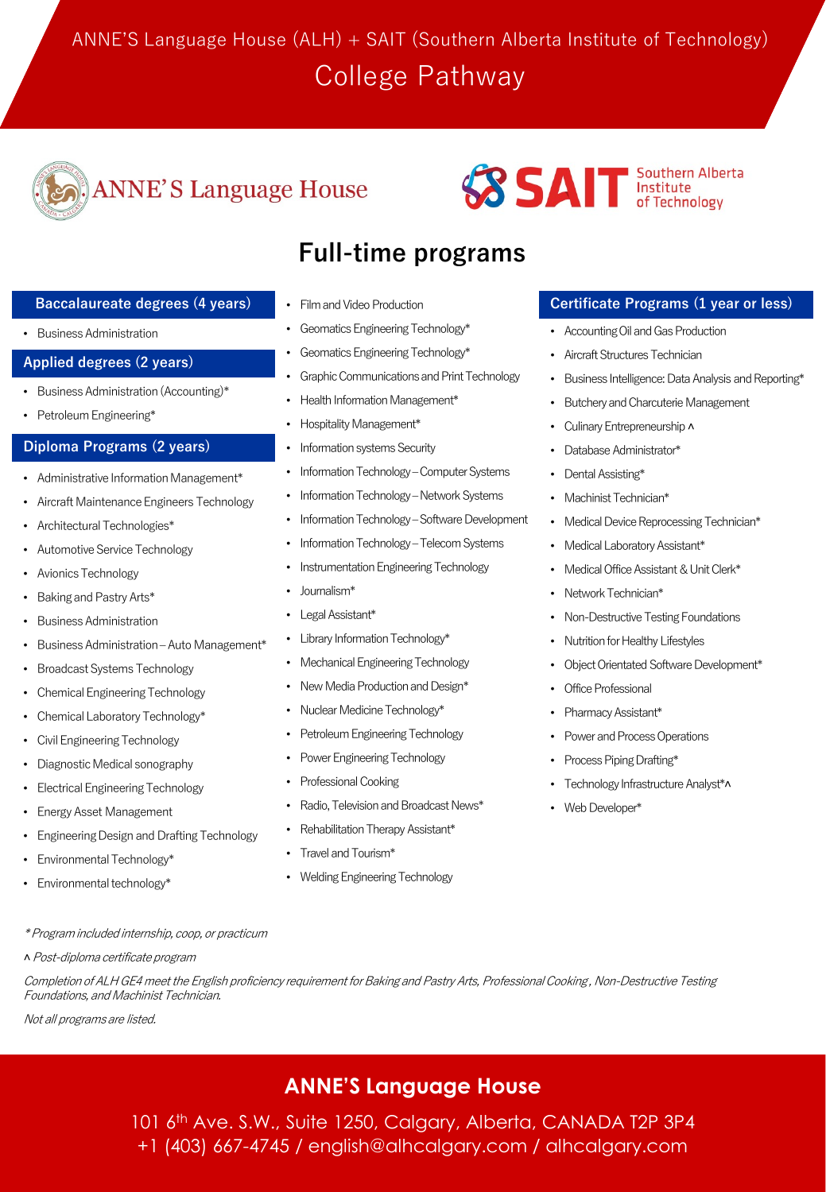ANNE'S Language House (ALH) + SAIT (Southern Alberta Institute of Technology)

# College Pathway

ANNE'S Language House

SAIT Southern Alberta Institute of Technology

## Full-time programs

### Baccalaureate degrees (4 years)

- Business Administration

### Applied degrees (2 years)

- Business Administration (Accounting)*
- Petroleum Engineering*

### Diploma Programs (2 years)

- Administrative Information Management*
- Aircraft Maintenance Engineers Technology
- Architectural Technologies*
- Automotive Service Technology
- Avionics Technology
- Baking and Pastry Arts*
- Business Administration
- Business Administration – Auto Management*
- Broadcast Systems Technology
- Chemical Engineering Technology
- Chemical Laboratory Technology*
- Civil Engineering Technology
- Diagnostic Medical sonography
- Electrical Engineering Technology
- Energy Asset Management
- Engineering Design and Drafting Technology
- Environmental Technology*
- Environmental technology*
- Film and Video Production
- Geomatics Engineering Technology*
- Geomatics Engineering Technology*
- Graphic Communications and Print Technology
- Health Information Management*
- Hospitality Management*
- Information systems Security
- Information Technology – Computer Systems
- Information Technology – Network Systems
- Information Technology – Software Development
- Information Technology – Telecom Systems
- Instrumentation Engineering Technology
- Journalism*
- Legal Assistant*
- Library Information Technology*
- Mechanical Engineering Technology
- New Media Production and Design*
- Nuclear Medicine Technology*
- Petroleum Engineering Technology
- Power Engineering Technology
- Professional Cooking
- Radio, Television and Broadcast News*
- Rehabilitation Therapy Assistant*
- Travel and Tourism*
- Welding Engineering Technology

### Certificate Programs (1 year or less)

- Accounting Oil and Gas Production
- Aircraft Structures Technician
- Business Intelligence: Data Analysis and Reporting*
- Butchery and Charcuterie Management
- Culinary Entrepreneurship ^
- Database Administrator*
- Dental Assisting*
- Machinist Technician*
- Medical Device Reprocessing Technician*
- Medical Laboratory Assistant*
- Medical Office Assistant & Unit Clerk*
- Network Technician*
- Non-Destructive Testing Foundations
- Nutrition for Healthy Lifestyles
- Object Orientated Software Development*
- Office Professional
- Pharmacy Assistant*
- Power and Process Operations
- Process Piping Drafting*
- Technology Infrastructure Analyst*^
- Web Developer*

*\* Program included internship, coop, or practicum*

^ *Post-diploma certificate program*

*Completion of ALH GE4 meet the English proficiency requirement for Baking and Pastry Arts, Professional Cooking, Non-Destructive Testing Foundations, and Machinist Technician.*

*Not all programs are listed.*

## ANNE'S Language House

101 6th Ave. S.W., Suite 1250, Calgary, Alberta, CANADA T2P 3P4
+1 (403) 667-4745 / english@alhcalgary.com / alhcalgary.com